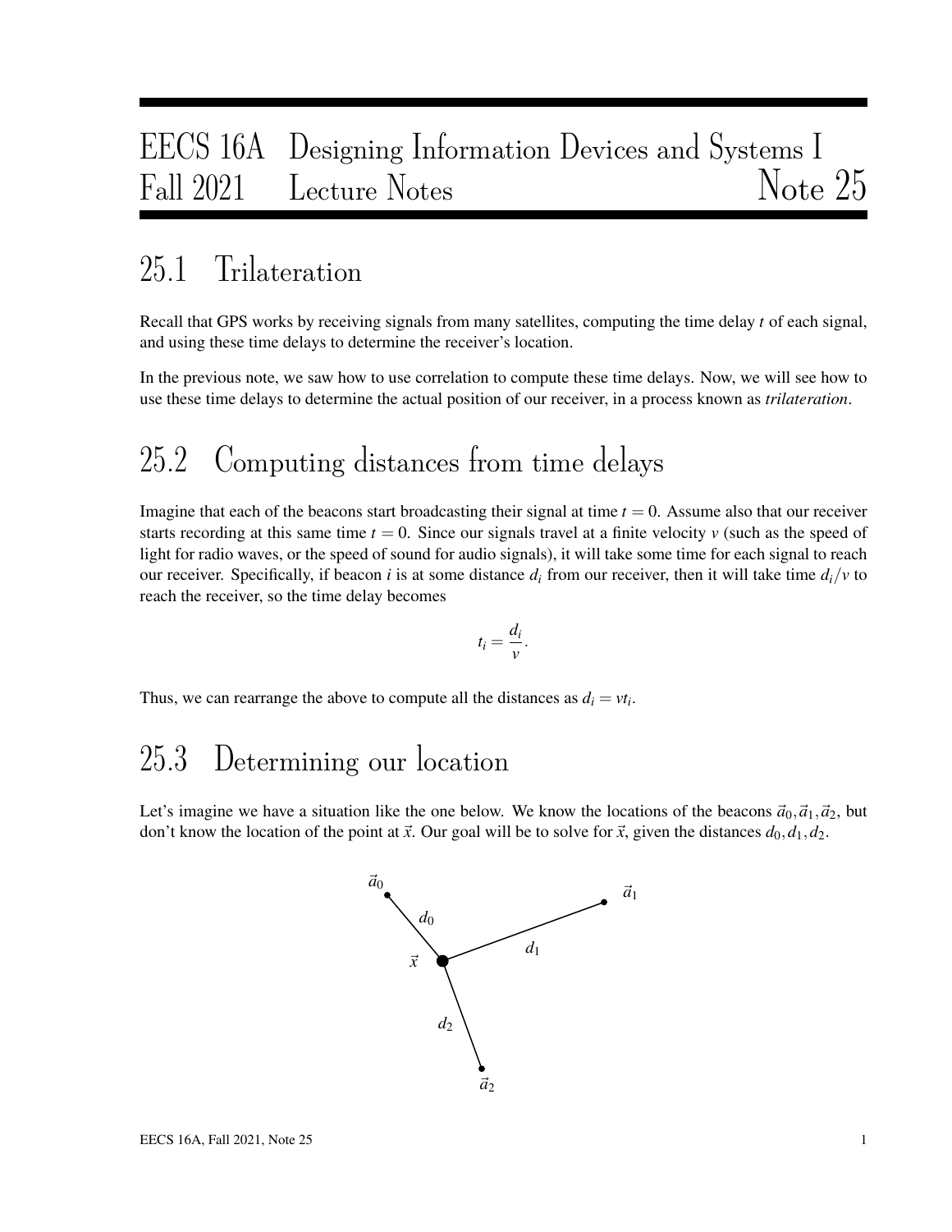# EECS 16A Designing Information Devices and Systems I
# Fall 2021 Lecture Notes Note 25

## 25.1 Trilateration

Recall that GPS works by receiving signals from many satellites, computing the time delay $t$ of each signal, and using these time delays to determine the receiver's location.

In the previous note, we saw how to use correlation to compute these time delays. Now, we will see how to use these time delays to determine the actual position of our receiver, in a process known as *trilateration*.

## 25.2 Computing distances from time delays

Imagine that each of the beacons start broadcasting their signal at time $t = 0$. Assume also that our receiver starts recording at this same time $t = 0$. Since our signals travel at a finite velocity $v$ (such as the speed of light for radio waves, or the speed of sound for audio signals), it will take some time for each signal to reach our receiver. Specifically, if beacon $i$ is at some distance $d_i$ from our receiver, then it will take time $d_i/v$ to reach the receiver, so the time delay becomes

$$t_i = \frac{d_i}{v}.$$

Thus, we can rearrange the above to compute all the distances as $d_i = vt_i$.

## 25.3 Determining our location

Let's imagine we have a situation like the one below. We know the locations of the beacons $\vec{a}_0, \vec{a}_1, \vec{a}_2$, but don't know the location of the point at $\vec{x}$. Our goal will be to solve for $\vec{x}$, given the distances $d_0, d_1, d_2$.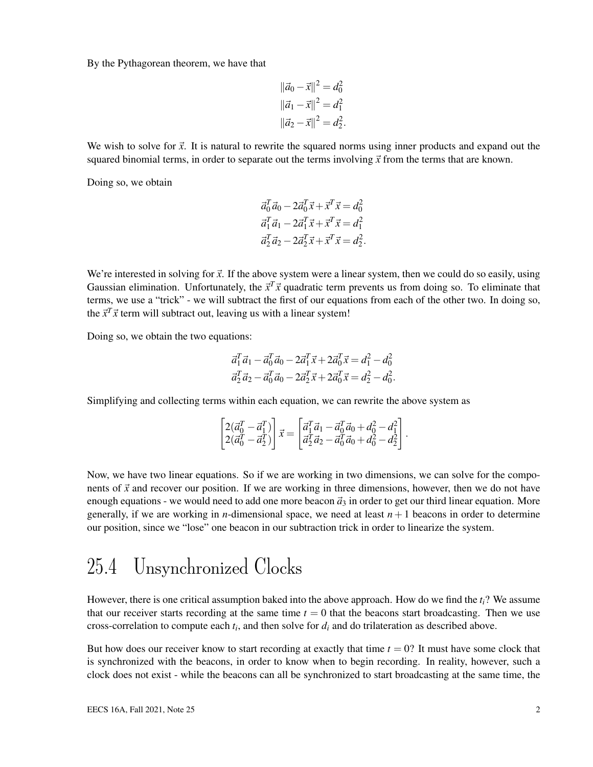By the Pythagorean theorem, we have that

$$
\begin{aligned}
\|\vec{a}_0 - \vec{x}\|^2 &= d_0^2 \\
\|\vec{a}_1 - \vec{x}\|^2 &= d_1^2 \\
\|\vec{a}_2 - \vec{x}\|^2 &= d_2^2.
\end{aligned}
$$

We wish to solve for $\vec{x}$. It is natural to rewrite the squared norms using inner products and expand out the squared binomial terms, in order to separate out the terms involving $\vec{x}$ from the terms that are known.

Doing so, we obtain

$$
\begin{aligned}
\vec{a}_0^T\vec{a}_0 - 2\vec{a}_0^T\vec{x} + \vec{x}^T\vec{x} &= d_0^2 \\
\vec{a}_1^T\vec{a}_1 - 2\vec{a}_1^T\vec{x} + \vec{x}^T\vec{x} &= d_1^2 \\
\vec{a}_2^T\vec{a}_2 - 2\vec{a}_2^T\vec{x} + \vec{x}^T\vec{x} &= d_2^2.
\end{aligned}
$$

We're interested in solving for $\vec{x}$. If the above system were a linear system, then we could do so easily, using Gaussian elimination. Unfortunately, the $\vec{x}^T\vec{x}$ quadratic term prevents us from doing so. To eliminate that terms, we use a "trick" - we will subtract the first of our equations from each of the other two. In doing so, the $\vec{x}^T\vec{x}$ term will subtract out, leaving us with a linear system!

Doing so, we obtain the two equations:

$$
\begin{aligned}
\vec{a}_1^T\vec{a}_1 - \vec{a}_0^T\vec{a}_0 - 2\vec{a}_1^T\vec{x} + 2\vec{a}_0^T\vec{x} &= d_1^2 - d_0^2 \\
\vec{a}_2^T\vec{a}_2 - \vec{a}_0^T\vec{a}_0 - 2\vec{a}_2^T\vec{x} + 2\vec{a}_0^T\vec{x} &= d_2^2 - d_0^2.
\end{aligned}
$$

Simplifying and collecting terms within each equation, we can rewrite the above system as

$$
\begin{bmatrix} 2(\vec{a}_0^T - \vec{a}_1^T) \\ 2(\vec{a}_0^T - \vec{a}_2^T) \end{bmatrix} \vec{x} = \begin{bmatrix} \vec{a}_1^T\vec{a}_1 - \vec{a}_0^T\vec{a}_0 + d_0^2 - d_1^2 \\ \vec{a}_2^T\vec{a}_2 - \vec{a}_0^T\vec{a}_0 + d_0^2 - d_2^2 \end{bmatrix}.
$$

Now, we have two linear equations. So if we are working in two dimensions, we can solve for the components of $\vec{x}$ and recover our position. If we are working in three dimensions, however, then we do not have enough equations - we would need to add one more beacon $\vec{a}_3$ in order to get our third linear equation. More generally, if we are working in $n$-dimensional space, we need at least $n+1$ beacons in order to determine our position, since we "lose" one beacon in our subtraction trick in order to linearize the system.

# 25.4 Unsynchronized Clocks

However, there is one critical assumption baked into the above approach. How do we find the $t_i$? We assume that our receiver starts recording at the same time $t = 0$ that the beacons start broadcasting. Then we use cross-correlation to compute each $t_i$, and then solve for $d_i$ and do trilateration as described above.

But how does our receiver know to start recording at exactly that time $t = 0$? It must have some clock that is synchronized with the beacons, in order to know when to begin recording. In reality, however, such a clock does not exist - while the beacons can all be synchronized to start broadcasting at the same time, the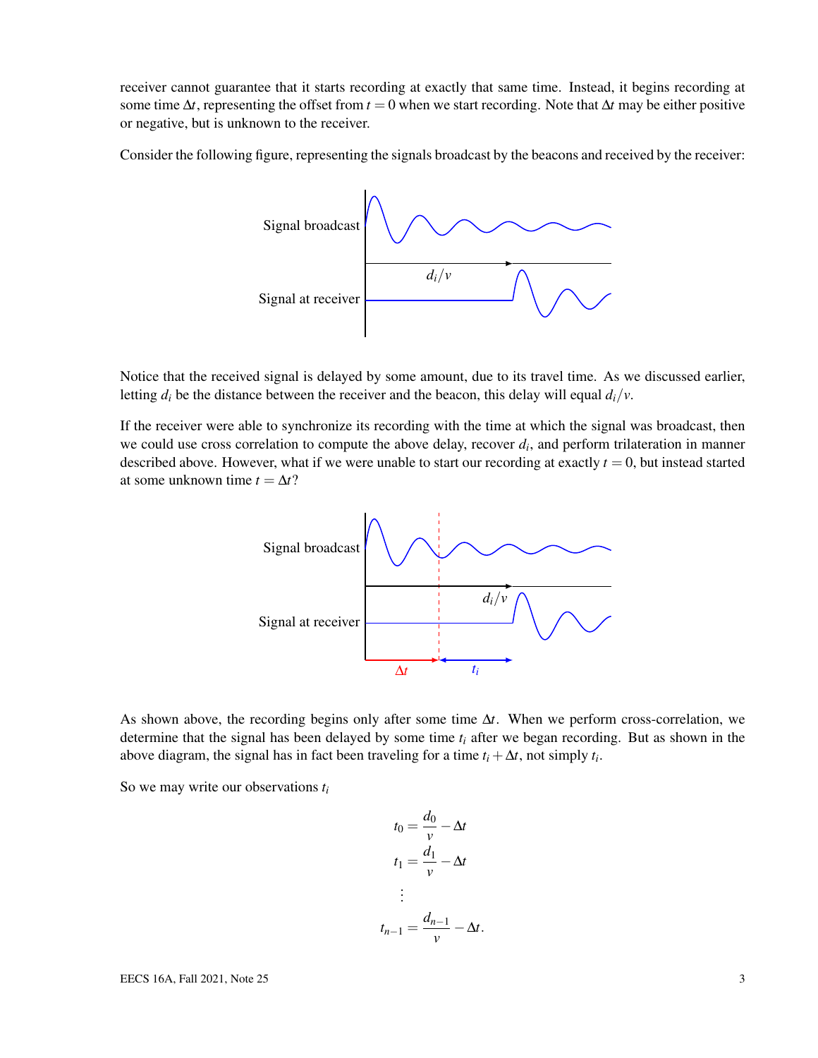receiver cannot guarantee that it starts recording at exactly that same time. Instead, it begins recording at some time $\Delta t$, representing the offset from $t = 0$ when we start recording. Note that $\Delta t$ may be either positive or negative, but is unknown to the receiver.

Consider the following figure, representing the signals broadcast by the beacons and received by the receiver:

Notice that the received signal is delayed by some amount, due to its travel time. As we discussed earlier, letting $d_i$ be the distance between the receiver and the beacon, this delay will equal $d_i/v$.

If the receiver were able to synchronize its recording with the time at which the signal was broadcast, then we could use cross correlation to compute the above delay, recover $d_i$, and perform trilateration in manner described above. However, what if we were unable to start our recording at exactly $t = 0$, but instead started at some unknown time $t = \Delta t$?

As shown above, the recording begins only after some time $\Delta t$. When we perform cross-correlation, we determine that the signal has been delayed by some time $t_i$ after we began recording. But as shown in the above diagram, the signal has in fact been traveling for a time $t_i + \Delta t$, not simply $t_i$.

So we may write our observations $t_i$

$$
\begin{aligned}
t_0 &= \frac{d_0}{v} - \Delta t \\
t_1 &= \frac{d_1}{v} - \Delta t \\
&\vdots \\
t_{n-1} &= \frac{d_{n-1}}{v} - \Delta t.
\end{aligned}
$$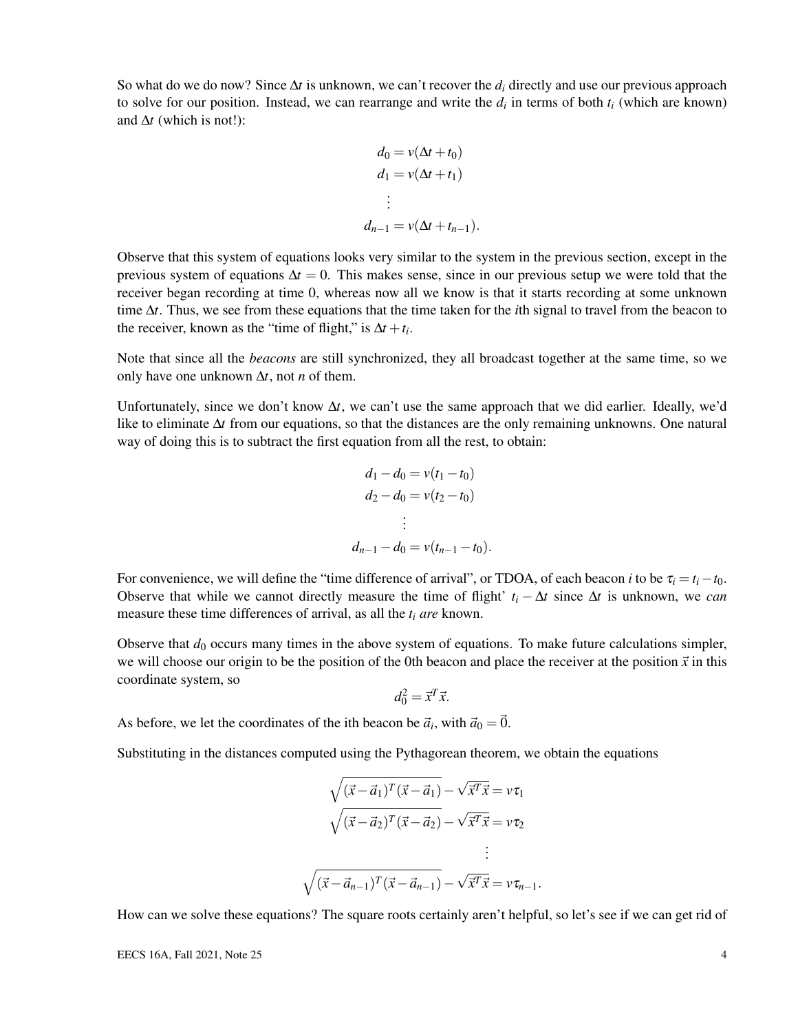So what do we do now? Since $\Delta t$ is unknown, we can't recover the $d_i$ directly and use our previous approach to solve for our position. Instead, we can rearrange and write the $d_i$ in terms of both $t_i$ (which are known) and $\Delta t$ (which is not!):

$$
\begin{aligned}
d_0 &= v(\Delta t + t_0) \\
d_1 &= v(\Delta t + t_1) \\
&\vdots \\
d_{n-1} &= v(\Delta t + t_{n-1}).
\end{aligned}
$$

Observe that this system of equations looks very similar to the system in the previous section, except in the previous system of equations $\Delta t = 0$. This makes sense, since in our previous setup we were told that the receiver began recording at time 0, whereas now all we know is that it starts recording at some unknown time $\Delta t$. Thus, we see from these equations that the time taken for the $i$th signal to travel from the beacon to the receiver, known as the "time of flight," is $\Delta t + t_i$.

Note that since all the *beacons* are still synchronized, they all broadcast together at the same time, so we only have one unknown $\Delta t$, not $n$ of them.

Unfortunately, since we don't know $\Delta t$, we can't use the same approach that we did earlier. Ideally, we'd like to eliminate $\Delta t$ from our equations, so that the distances are the only remaining unknowns. One natural way of doing this is to subtract the first equation from all the rest, to obtain:

$$
\begin{aligned}
d_1 - d_0 &= v(t_1 - t_0) \\
d_2 - d_0 &= v(t_2 - t_0) \\
&\vdots \\
d_{n-1} - d_0 &= v(t_{n-1} - t_0).
\end{aligned}
$$

For convenience, we will define the "time difference of arrival", or TDOA, of each beacon $i$ to be $\tau_i = t_i - t_0$. Observe that while we cannot directly measure the time of flight' $t_i - \Delta t$ since $\Delta t$ is unknown, we *can* measure these time differences of arrival, as all the $t_i$ *are* known.

Observe that $d_0$ occurs many times in the above system of equations. To make future calculations simpler, we will choose our origin to be the position of the 0th beacon and place the receiver at the position $\vec{x}$ in this coordinate system, so

$$
d_0^2 = \vec{x}^T \vec{x}.
$$

As before, we let the coordinates of the ith beacon be $\vec{a}_i$, with $\vec{a}_0 = \vec{0}$.

Substituting in the distances computed using the Pythagorean theorem, we obtain the equations

$$
\begin{aligned}
\sqrt{(\vec{x} - \vec{a}_1)^T (\vec{x} - \vec{a}_1)} - \sqrt{\vec{x}^T \vec{x}} &= v\tau_1 \\
\sqrt{(\vec{x} - \vec{a}_2)^T (\vec{x} - \vec{a}_2)} - \sqrt{\vec{x}^T \vec{x}} &= v\tau_2 \\
&\vdots \\
\sqrt{(\vec{x} - \vec{a}_{n-1})^T (\vec{x} - \vec{a}_{n-1})} - \sqrt{\vec{x}^T \vec{x}} &= v\tau_{n-1}.
\end{aligned}
$$

How can we solve these equations? The square roots certainly aren't helpful, so let's see if we can get rid of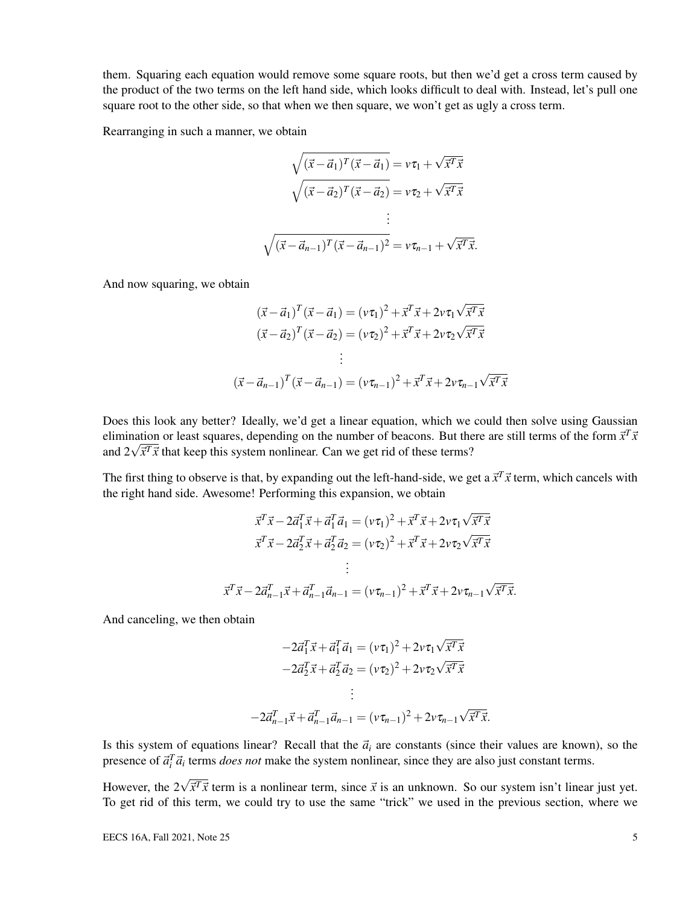them. Squaring each equation would remove some square roots, but then we'd get a cross term caused by the product of the two terms on the left hand side, which looks difficult to deal with. Instead, let's pull one square root to the other side, so that when we then square, we won't get as ugly a cross term.

Rearranging in such a manner, we obtain

$$
\begin{aligned}
\sqrt{(\vec{x}-\vec{a}_1)^T(\vec{x}-\vec{a}_1)} &= v\tau_1 + \sqrt{\vec{x}^T\vec{x}} \\
\sqrt{(\vec{x}-\vec{a}_2)^T(\vec{x}-\vec{a}_2)} &= v\tau_2 + \sqrt{\vec{x}^T\vec{x}} \\
&\vdots \\
\sqrt{(\vec{x}-\vec{a}_{n-1})^T(\vec{x}-\vec{a}_{n-1})^2} &= v\tau_{n-1} + \sqrt{\vec{x}^T\vec{x}}.
\end{aligned}
$$

And now squaring, we obtain

$$
\begin{aligned}
(\vec{x}-\vec{a}_1)^T(\vec{x}-\vec{a}_1) &= (v\tau_1)^2 + \vec{x}^T\vec{x} + 2v\tau_1\sqrt{\vec{x}^T\vec{x}} \\
(\vec{x}-\vec{a}_2)^T(\vec{x}-\vec{a}_2) &= (v\tau_2)^2 + \vec{x}^T\vec{x} + 2v\tau_2\sqrt{\vec{x}^T\vec{x}} \\
&\vdots \\
(\vec{x}-\vec{a}_{n-1})^T(\vec{x}-\vec{a}_{n-1}) &= (v\tau_{n-1})^2 + \vec{x}^T\vec{x} + 2v\tau_{n-1}\sqrt{\vec{x}^T\vec{x}}
\end{aligned}
$$

Does this look any better? Ideally, we'd get a linear equation, which we could then solve using Gaussian elimination or least squares, depending on the number of beacons. But there are still terms of the form $\vec{x}^T\vec{x}$ and $2\sqrt{\vec{x}^T\vec{x}}$ that keep this system nonlinear. Can we get rid of these terms?

The first thing to observe is that, by expanding out the left-hand-side, we get a $\vec{x}^T\vec{x}$ term, which cancels with the right hand side. Awesome! Performing this expansion, we obtain

$$
\begin{aligned}
\vec{x}^T\vec{x} - 2\vec{a}_1^T\vec{x} + \vec{a}_1^T\vec{a}_1 &= (v\tau_1)^2 + \vec{x}^T\vec{x} + 2v\tau_1\sqrt{\vec{x}^T\vec{x}} \\
\vec{x}^T\vec{x} - 2\vec{a}_2^T\vec{x} + \vec{a}_2^T\vec{a}_2 &= (v\tau_2)^2 + \vec{x}^T\vec{x} + 2v\tau_2\sqrt{\vec{x}^T\vec{x}} \\
&\vdots \\
\vec{x}^T\vec{x} - 2\vec{a}_{n-1}^T\vec{x} + \vec{a}_{n-1}^T\vec{a}_{n-1} &= (v\tau_{n-1})^2 + \vec{x}^T\vec{x} + 2v\tau_{n-1}\sqrt{\vec{x}^T\vec{x}}.
\end{aligned}
$$

And canceling, we then obtain

$$
\begin{aligned}
-2\vec{a}_1^T\vec{x} + \vec{a}_1^T\vec{a}_1 &= (v\tau_1)^2 + 2v\tau_1\sqrt{\vec{x}^T\vec{x}} \\
-2\vec{a}_2^T\vec{x} + \vec{a}_2^T\vec{a}_2 &= (v\tau_2)^2 + 2v\tau_2\sqrt{\vec{x}^T\vec{x}} \\
&\vdots \\
-2\vec{a}_{n-1}^T\vec{x} + \vec{a}_{n-1}^T\vec{a}_{n-1} &= (v\tau_{n-1})^2 + 2v\tau_{n-1}\sqrt{\vec{x}^T\vec{x}}.
\end{aligned}
$$

Is this system of equations linear? Recall that the $\vec{a}_i$ are constants (since their values are known), so the presence of $\vec{a}_i^T\vec{a}_i$ terms *does not* make the system nonlinear, since they are also just constant terms.

However, the $2\sqrt{\vec{x}^T\vec{x}}$ term is a nonlinear term, since $\vec{x}$ is an unknown. So our system isn't linear just yet. To get rid of this term, we could try to use the same "trick" we used in the previous section, where we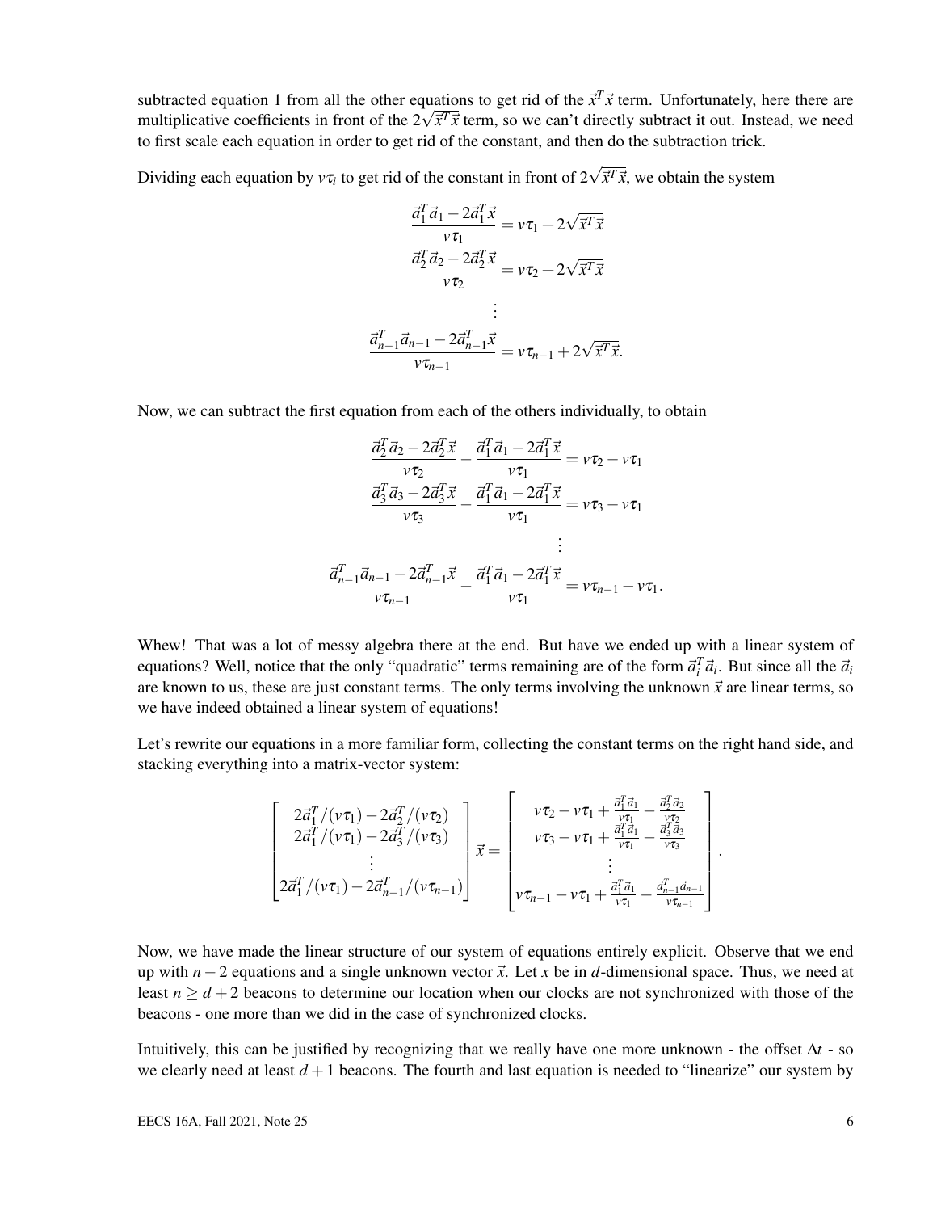subtracted equation 1 from all the other equations to get rid of the $\vec{x}^T\vec{x}$ term. Unfortunately, here there are multiplicative coefficients in front of the $2\sqrt{\vec{x}^T\vec{x}}$ term, so we can't directly subtract it out. Instead, we need to first scale each equation in order to get rid of the constant, and then do the subtraction trick.

Dividing each equation by $v\tau_i$ to get rid of the constant in front of $2\sqrt{\vec{x}^T\vec{x}}$, we obtain the system

$$
\begin{aligned}
\frac{\vec{a}_1^T\vec{a}_1 - 2\vec{a}_1^T\vec{x}}{v\tau_1} &= v\tau_1 + 2\sqrt{\vec{x}^T\vec{x}} \\
\frac{\vec{a}_2^T\vec{a}_2 - 2\vec{a}_2^T\vec{x}}{v\tau_2} &= v\tau_2 + 2\sqrt{\vec{x}^T\vec{x}} \\
&\vdots \\
\frac{\vec{a}_{n-1}^T\vec{a}_{n-1} - 2\vec{a}_{n-1}^T\vec{x}}{v\tau_{n-1}} &= v\tau_{n-1} + 2\sqrt{\vec{x}^T\vec{x}}.
\end{aligned}
$$

Now, we can subtract the first equation from each of the others individually, to obtain

$$
\begin{aligned}
\frac{\vec{a}_2^T\vec{a}_2 - 2\vec{a}_2^T\vec{x}}{v\tau_2} - \frac{\vec{a}_1^T\vec{a}_1 - 2\vec{a}_1^T\vec{x}}{v\tau_1} &= v\tau_2 - v\tau_1 \\
\frac{\vec{a}_3^T\vec{a}_3 - 2\vec{a}_3^T\vec{x}}{v\tau_3} - \frac{\vec{a}_1^T\vec{a}_1 - 2\vec{a}_1^T\vec{x}}{v\tau_1} &= v\tau_3 - v\tau_1 \\
&\vdots \\
\frac{\vec{a}_{n-1}^T\vec{a}_{n-1} - 2\vec{a}_{n-1}^T\vec{x}}{v\tau_{n-1}} - \frac{\vec{a}_1^T\vec{a}_1 - 2\vec{a}_1^T\vec{x}}{v\tau_1} &= v\tau_{n-1} - v\tau_1.
\end{aligned}
$$

Whew! That was a lot of messy algebra there at the end. But have we ended up with a linear system of equations? Well, notice that the only "quadratic" terms remaining are of the form $\vec{a}_i^T\vec{a}_i$. But since all the $\vec{a}_i$ are known to us, these are just constant terms. The only terms involving the unknown $\vec{x}$ are linear terms, so we have indeed obtained a linear system of equations!

Let's rewrite our equations in a more familiar form, collecting the constant terms on the right hand side, and stacking everything into a matrix-vector system:

$$
\begin{bmatrix}
2\vec{a}_1^T/(v\tau_1) - 2\vec{a}_2^T/(v\tau_2) \\
2\vec{a}_1^T/(v\tau_1) - 2\vec{a}_3^T/(v\tau_3) \\
\vdots \\
2\vec{a}_1^T/(v\tau_1) - 2\vec{a}_{n-1}^T/(v\tau_{n-1})
\end{bmatrix}
\vec{x} =
\begin{bmatrix}
v\tau_2 - v\tau_1 + \frac{\vec{a}_1^T\vec{a}_1}{v\tau_1} - \frac{\vec{a}_2^T\vec{a}_2}{v\tau_2} \\
v\tau_3 - v\tau_1 + \frac{\vec{a}_1^T\vec{a}_1}{v\tau_1} - \frac{\vec{a}_3^T\vec{a}_3}{v\tau_3} \\
\vdots \\
v\tau_{n-1} - v\tau_1 + \frac{\vec{a}_1^T\vec{a}_1}{v\tau_1} - \frac{\vec{a}_{n-1}^T\vec{a}_{n-1}}{v\tau_{n-1}}
\end{bmatrix}.
$$

Now, we have made the linear structure of our system of equations entirely explicit. Observe that we end up with $n-2$ equations and a single unknown vector $\vec{x}$. Let $x$ be in $d$-dimensional space. Thus, we need at least $n \geq d+2$ beacons to determine our location when our clocks are not synchronized with those of the beacons - one more than we did in the case of synchronized clocks.

Intuitively, this can be justified by recognizing that we really have one more unknown - the offset $\Delta t$ - so we clearly need at least $d+1$ beacons. The fourth and last equation is needed to "linearize" our system by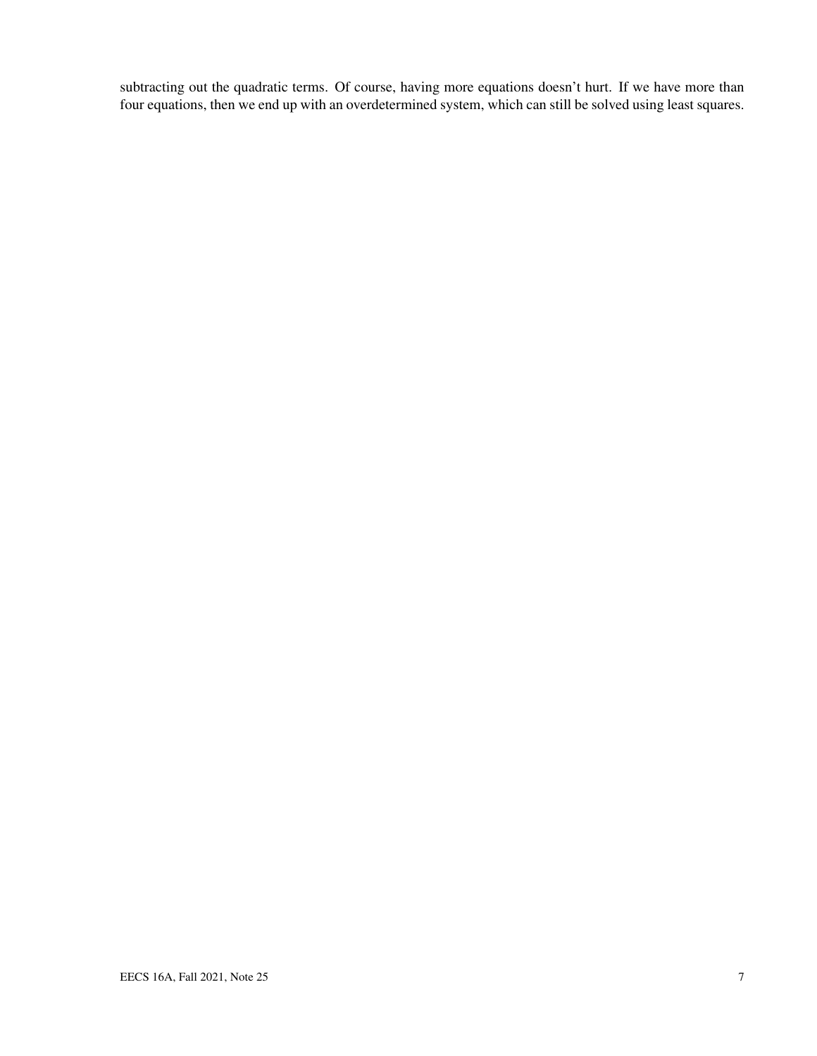subtracting out the quadratic terms. Of course, having more equations doesn't hurt. If we have more than four equations, then we end up with an overdetermined system, which can still be solved using least squares.